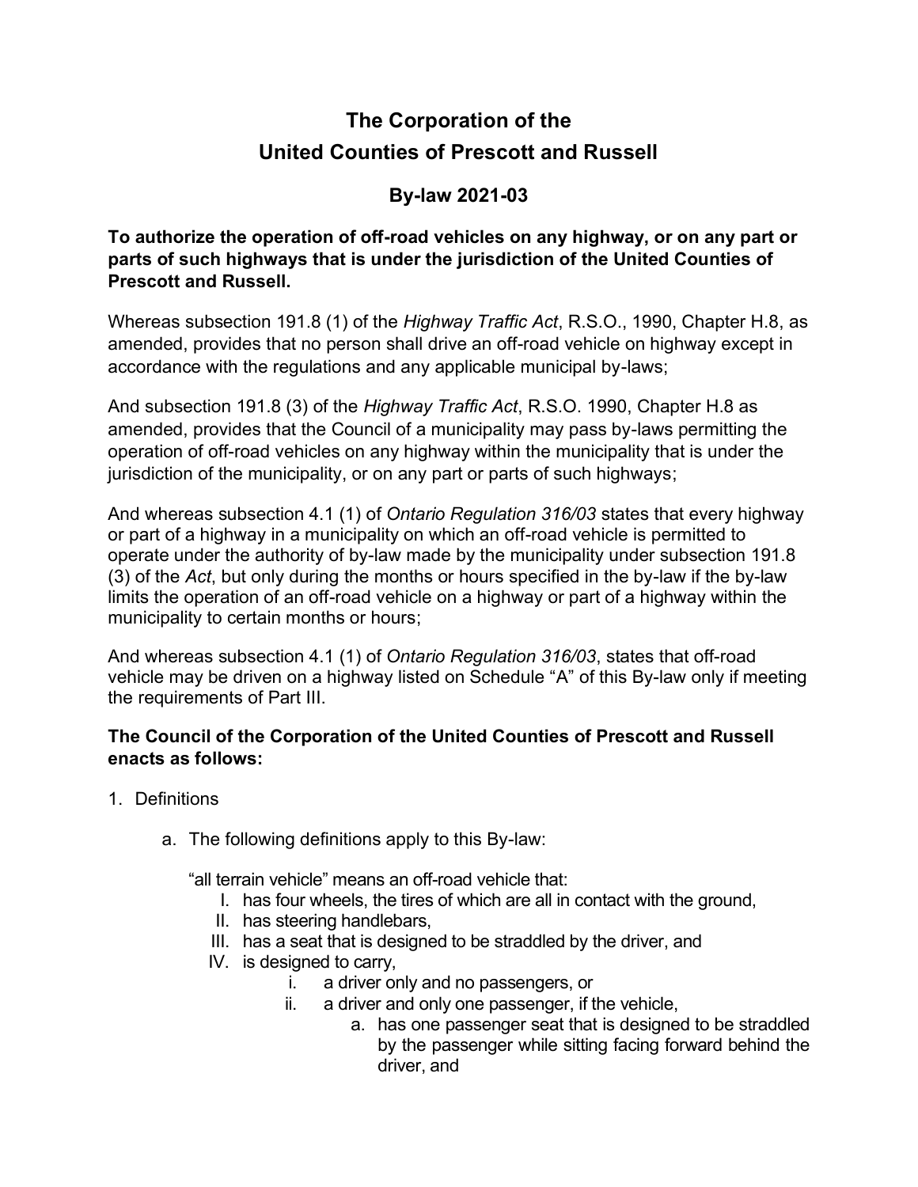# The Corporation of the United Counties of Prescott and Russell

## By-law 2021-03

**To authorize the operation of off-road vehicles on any highway, or on any part or parts of such highways that is under the jurisdiction of the United Counties of Prescott and Russell.**

Whereas subsection 191.8 (1) of the *Highway Traffic Act*, R.S.O., 1990, Chapter H.8, as amended, provides that no person shall drive an off-road vehicle on highway except in accordance with the regulations and any applicable municipal by-laws;

And subsection 191.8 (3) of the *Highway Traffic Act*, R.S.O. 1990, Chapter H.8 as amended, provides that the Council of a municipality may pass by-laws permitting the operation of off-road vehicles on any highway within the municipality that is under the jurisdiction of the municipality, or on any part or parts of such highways;

And whereas subsection 4.1 (1) of *Ontario Regulation 316/03* states that every highway or part of a highway in a municipality on which an off-road vehicle is permitted to operate under the authority of by-law made by the municipality under subsection 191.8 (3) of the *Act*, but only during the months or hours specified in the by-law if the by-law limits the operation of an off-road vehicle on a highway or part of a highway within the municipality to certain months or hours;

And whereas subsection 4.1 (1) of *Ontario Regulation 316/03*, states that off-road vehicle may be driven on a highway listed on Schedule "A" of this By-law only if meeting the requirements of Part III.

**The Council of the Corporation of the United Counties of Prescott and Russell enacts as follows:**

1. Definitions
   a. The following definitions apply to this By-law:

      "all terrain vehicle" means an off-road vehicle that:

      I. has four wheels, the tires of which are all in contact with the ground,
      II. has steering handlebars,
      III. has a seat that is designed to be straddled by the driver, and
      IV. is designed to carry,
         i. a driver only and no passengers, or
         ii. a driver and only one passenger, if the vehicle,
            a. has one passenger seat that is designed to be straddled by the passenger while sitting facing forward behind the driver, and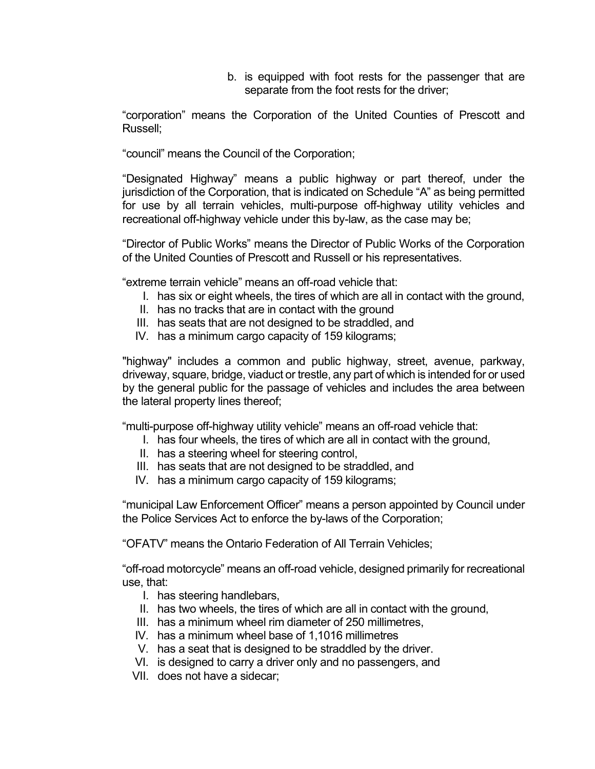b. is equipped with foot rests for the passenger that are separate from the foot rests for the driver;

“corporation” means the Corporation of the United Counties of Prescott and Russell;

“council” means the Council of the Corporation;

“Designated Highway” means a public highway or part thereof, under the jurisdiction of the Corporation, that is indicated on Schedule “A” as being permitted for use by all terrain vehicles, multi-purpose off-highway utility vehicles and recreational off-highway vehicle under this by-law, as the case may be;

“Director of Public Works” means the Director of Public Works of the Corporation of the United Counties of Prescott and Russell or his representatives.

“extreme terrain vehicle” means an off-road vehicle that:

I. has six or eight wheels, the tires of which are all in contact with the ground,
II. has no tracks that are in contact with the ground
III. has seats that are not designed to be straddled, and
IV. has a minimum cargo capacity of 159 kilograms;

"highway" includes a common and public highway, street, avenue, parkway, driveway, square, bridge, viaduct or trestle, any part of which is intended for or used by the general public for the passage of vehicles and includes the area between the lateral property lines thereof;

“multi-purpose off-highway utility vehicle” means an off-road vehicle that:

I. has four wheels, the tires of which are all in contact with the ground,
II. has a steering wheel for steering control,
III. has seats that are not designed to be straddled, and
IV. has a minimum cargo capacity of 159 kilograms;

“municipal Law Enforcement Officer” means a person appointed by Council under the Police Services Act to enforce the by-laws of the Corporation;

“OFATV” means the Ontario Federation of All Terrain Vehicles;

“off-road motorcycle” means an off-road vehicle, designed primarily for recreational use, that:

I. has steering handlebars,
II. has two wheels, the tires of which are all in contact with the ground,
III. has a minimum wheel rim diameter of 250 millimetres,
IV. has a minimum wheel base of 1,1016 millimetres
V. has a seat that is designed to be straddled by the driver.
VI. is designed to carry a driver only and no passengers, and
VII. does not have a sidecar;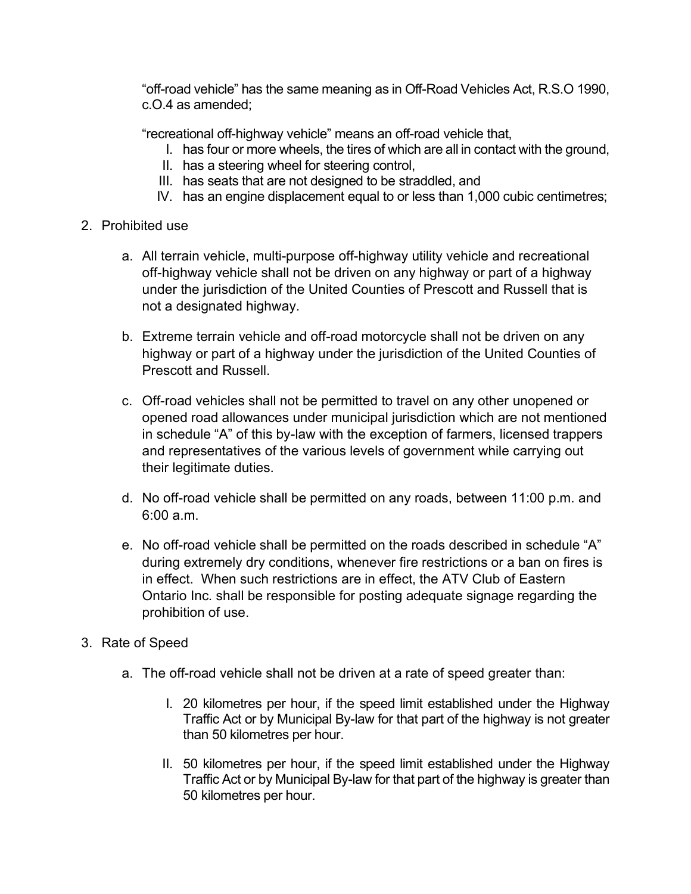“off-road vehicle” has the same meaning as in Off-Road Vehicles Act, R.S.O 1990, c.O.4 as amended;

“recreational off-highway vehicle” means an off-road vehicle that,

I. has four or more wheels, the tires of which are all in contact with the ground,
II. has a steering wheel for steering control,
III. has seats that are not designed to be straddled, and
IV. has an engine displacement equal to or less than 1,000 cubic centimetres;

2. Prohibited use

   a. All terrain vehicle, multi-purpose off-highway utility vehicle and recreational off-highway vehicle shall not be driven on any highway or part of a highway under the jurisdiction of the United Counties of Prescott and Russell that is not a designated highway.

   b. Extreme terrain vehicle and off-road motorcycle shall not be driven on any highway or part of a highway under the jurisdiction of the United Counties of Prescott and Russell.

   c. Off-road vehicles shall not be permitted to travel on any other unopened or opened road allowances under municipal jurisdiction which are not mentioned in schedule “A” of this by-law with the exception of farmers, licensed trappers and representatives of the various levels of government while carrying out their legitimate duties.

   d. No off-road vehicle shall be permitted on any roads, between 11:00 p.m. and 6:00 a.m.

   e. No off-road vehicle shall be permitted on the roads described in schedule “A” during extremely dry conditions, whenever fire restrictions or a ban on fires is in effect. When such restrictions are in effect, the ATV Club of Eastern Ontario Inc. shall be responsible for posting adequate signage regarding the prohibition of use.

3. Rate of Speed

   a. The off-road vehicle shall not be driven at a rate of speed greater than:

      I. 20 kilometres per hour, if the speed limit established under the Highway Traffic Act or by Municipal By-law for that part of the highway is not greater than 50 kilometres per hour.

      II. 50 kilometres per hour, if the speed limit established under the Highway Traffic Act or by Municipal By-law for that part of the highway is greater than 50 kilometres per hour.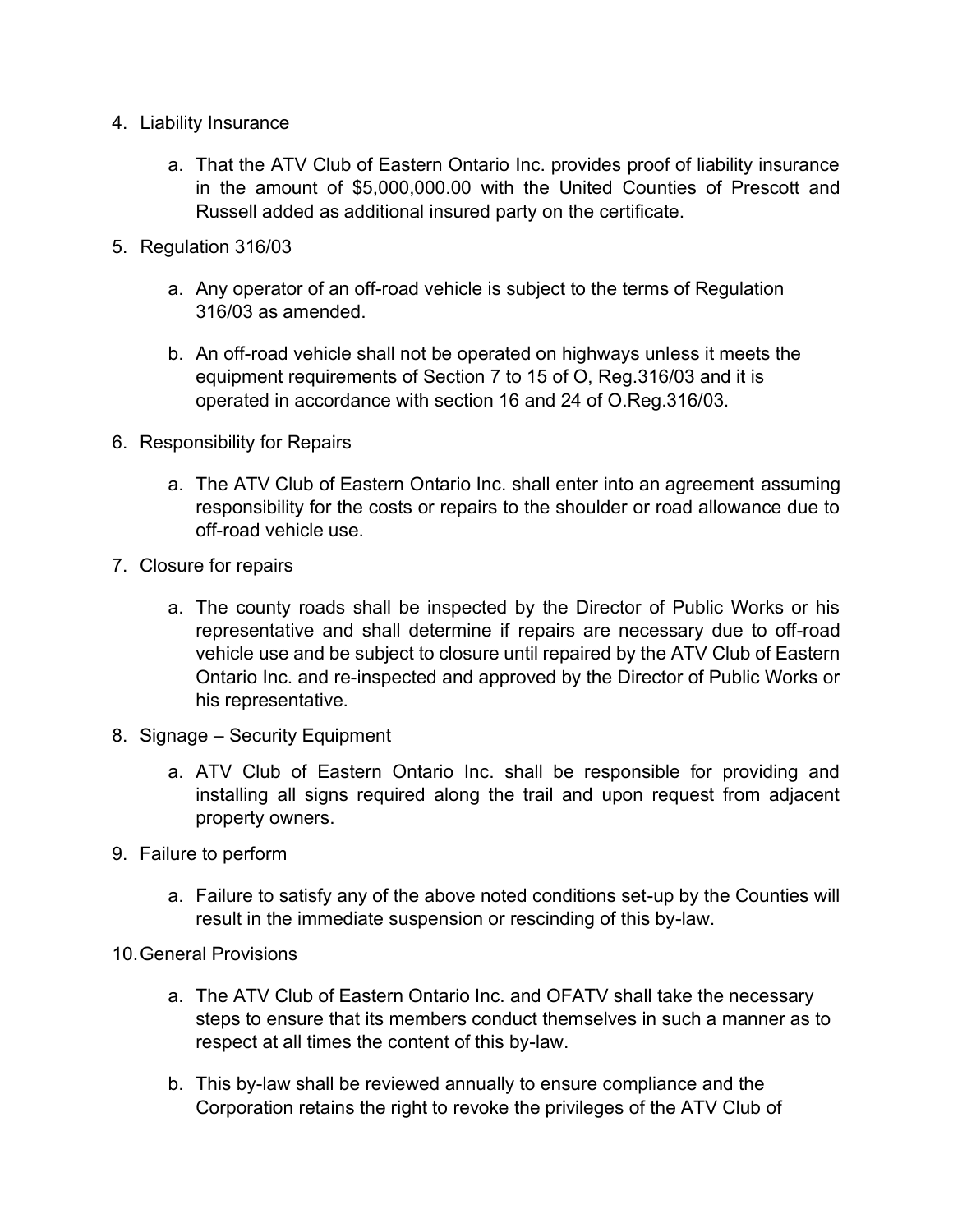4. Liability Insurance

   a. That the ATV Club of Eastern Ontario Inc. provides proof of liability insurance in the amount of $5,000,000.00 with the United Counties of Prescott and Russell added as additional insured party on the certificate.

5. Regulation 316/03

   a. Any operator of an off-road vehicle is subject to the terms of Regulation 316/03 as amended.

   b. An off-road vehicle shall not be operated on highways unless it meets the equipment requirements of Section 7 to 15 of O, Reg.316/03 and it is operated in accordance with section 16 and 24 of O.Reg.316/03.

6. Responsibility for Repairs

   a. The ATV Club of Eastern Ontario Inc. shall enter into an agreement assuming responsibility for the costs or repairs to the shoulder or road allowance due to off-road vehicle use.

7. Closure for repairs

   a. The county roads shall be inspected by the Director of Public Works or his representative and shall determine if repairs are necessary due to off-road vehicle use and be subject to closure until repaired by the ATV Club of Eastern Ontario Inc. and re-inspected and approved by the Director of Public Works or his representative.

8. Signage – Security Equipment

   a. ATV Club of Eastern Ontario Inc. shall be responsible for providing and installing all signs required along the trail and upon request from adjacent property owners.

9. Failure to perform

   a. Failure to satisfy any of the above noted conditions set-up by the Counties will result in the immediate suspension or rescinding of this by-law.

10. General Provisions

    a. The ATV Club of Eastern Ontario Inc. and OFATV shall take the necessary steps to ensure that its members conduct themselves in such a manner as to respect at all times the content of this by-law.

    b. This by-law shall be reviewed annually to ensure compliance and the Corporation retains the right to revoke the privileges of the ATV Club of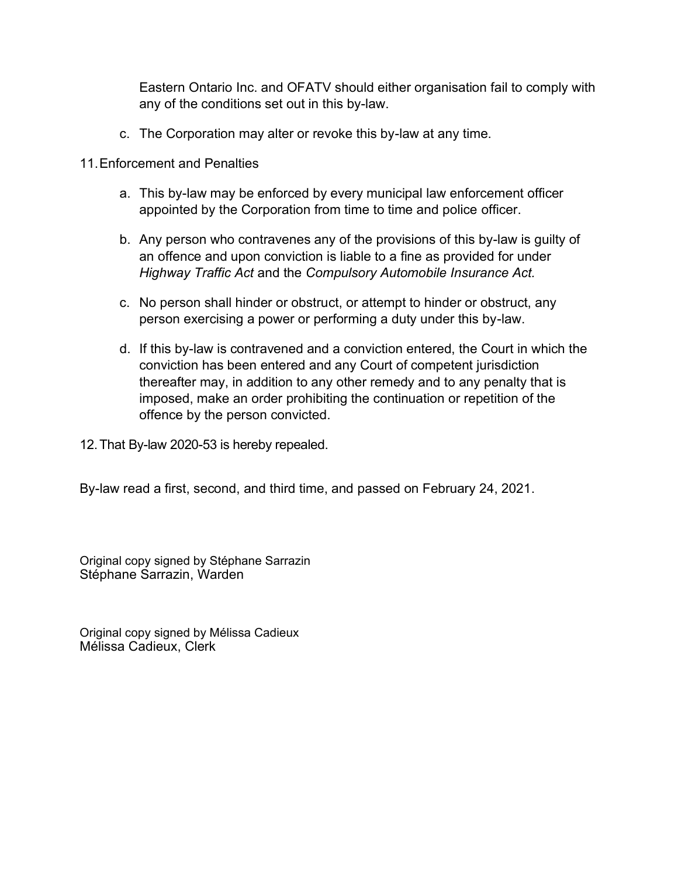Eastern Ontario Inc. and OFATV should either organisation fail to comply with any of the conditions set out in this by-law.

c. The Corporation may alter or revoke this by-law at any time.

11. Enforcement and Penalties

   a. This by-law may be enforced by every municipal law enforcement officer appointed by the Corporation from time to time and police officer.

   b. Any person who contravenes any of the provisions of this by-law is guilty of an offence and upon conviction is liable to a fine as provided for under *Highway Traffic Act* and the *Compulsory Automobile Insurance Act*.

   c. No person shall hinder or obstruct, or attempt to hinder or obstruct, any person exercising a power or performing a duty under this by-law.

   d. If this by-law is contravened and a conviction entered, the Court in which the conviction has been entered and any Court of competent jurisdiction thereafter may, in addition to any other remedy and to any penalty that is imposed, make an order prohibiting the continuation or repetition of the offence by the person convicted.

12. That By-law 2020-53 is hereby repealed.

By-law read a first, second, and third time, and passed on February 24, 2021.

Original copy signed by Stéphane Sarrazin
Stéphane Sarrazin, Warden

Original copy signed by Mélissa Cadieux
Mélissa Cadieux, Clerk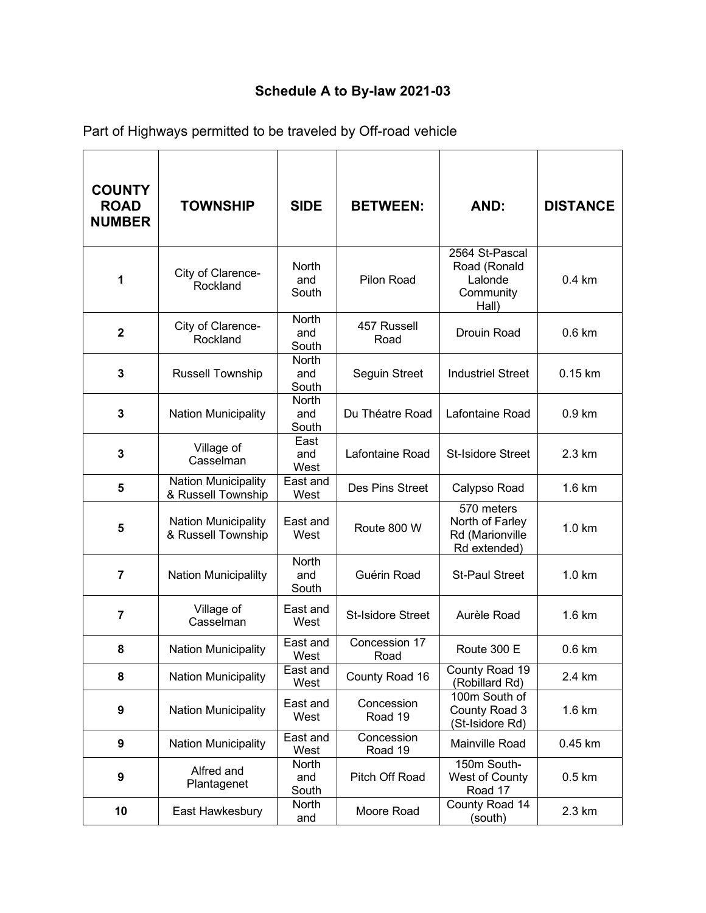**Schedule A to By-law 2021-03**

Part of Highways permitted to be traveled by Off-road vehicle

| COUNTY ROAD NUMBER | TOWNSHIP | SIDE | BETWEEN: | AND: | DISTANCE |
|---|---|---|---|---|---|
| 1 | City of Clarence-Rockland | North and South | Pilon Road | 2564 St-Pascal Road (Ronald Lalonde Community Hall) | 0.4 km |
| 2 | City of Clarence-Rockland | North and South | 457 Russell Road | Drouin Road | 0.6 km |
| 3 | Russell Township | North and South | Seguin Street | Industriel Street | 0.15 km |
| 3 | Nation Municipality | North and South | Du Théatre Road | Lafontaine Road | 0.9 km |
| 3 | Village of Casselman | East and West | Lafontaine Road | St-Isidore Street | 2.3 km |
| 5 | Nation Municipality & Russell Township | East and West | Des Pins Street | Calypso Road | 1.6 km |
| 5 | Nation Municipality & Russell Township | East and West | Route 800 W | 570 meters North of Farley Rd (Marionville Rd extended) | 1.0 km |
| 7 | Nation Municipalilty | North and South | Guérin Road | St-Paul Street | 1.0 km |
| 7 | Village of Casselman | East and West | St-Isidore Street | Aurèle Road | 1.6 km |
| 8 | Nation Municipality | East and West | Concession 17 Road | Route 300 E | 0.6 km |
| 8 | Nation Municipality | East and West | County Road 16 | County Road 19 (Robillard Rd) | 2.4 km |
| 9 | Nation Municipality | East and West | Concession Road 19 | 100m South of County Road 3 (St-Isidore Rd) | 1.6 km |
| 9 | Nation Municipality | East and West | Concession Road 19 | Mainville Road | 0.45 km |
| 9 | Alfred and Plantagenet | North and South | Pitch Off Road | 150m South-West of County Road 17 | 0.5 km |
| 10 | East Hawkesbury | North and | Moore Road | County Road 14 (south) | 2.3 km |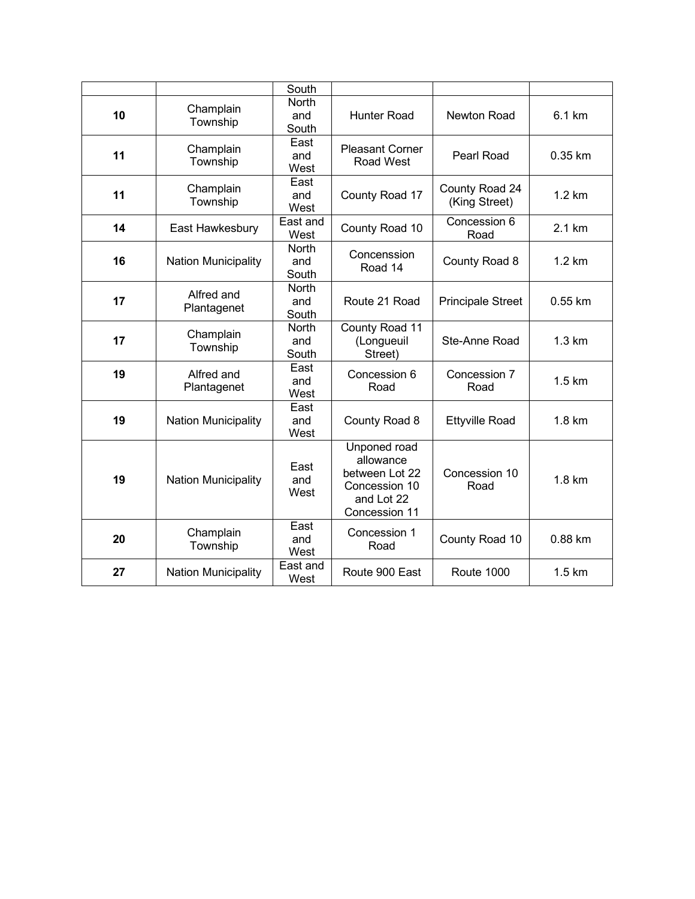| | | | | | |
|---|---|---|---|---|---|
| | | South | | | |
| **10** | Champlain Township | North and South | Hunter Road | Newton Road | 6.1 km |
| **11** | Champlain Township | East and West | Pleasant Corner Road West | Pearl Road | 0.35 km |
| **11** | Champlain Township | East and West | County Road 17 | County Road 24 (King Street) | 1.2 km |
| **14** | East Hawkesbury | East and West | County Road 10 | Concession 6 Road | 2.1 km |
| **16** | Nation Municipality | North and South | Concenssion Road 14 | County Road 8 | 1.2 km |
| **17** | Alfred and Plantagenet | North and South | Route 21 Road | Principale Street | 0.55 km |
| **17** | Champlain Township | North and South | County Road 11 (Longueuil Street) | Ste-Anne Road | 1.3 km |
| **19** | Alfred and Plantagenet | East and West | Concession 6 Road | Concession 7 Road | 1.5 km |
| **19** | Nation Municipality | East and West | County Road 8 | Ettyville Road | 1.8 km |
| **19** | Nation Municipality | East and West | Unponed road allowance between Lot 22 Concession 10 and Lot 22 Concession 11 | Concession 10 Road | 1.8 km |
| **20** | Champlain Township | East and West | Concession 1 Road | County Road 10 | 0.88 km |
| **27** | Nation Municipality | East and West | Route 900 East | Route 1000 | 1.5 km |